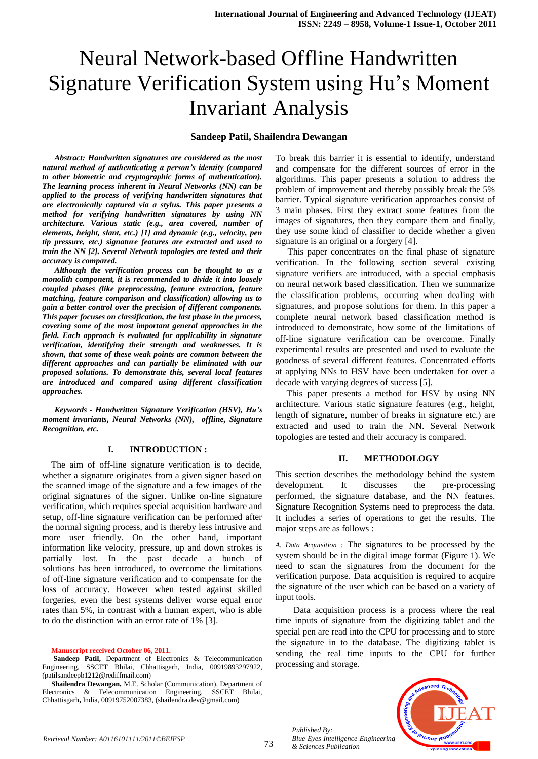# Neural Network-based Offline Handwritten Signature Verification System using Hu's Moment Invariant Analysis

**Sandeep Patil, Shailendra Dewangan**

***Abstract: Handwritten signatures are considered as the most natural method of authenticating a person's identity (compared to other biometric and cryptographic forms of authentication). The learning process inherent in Neural Networks (NN) can be applied to the process of verifying handwritten signatures that are electronically captured via a stylus. This paper presents a method for verifying handwritten signatures by using NN architecture. Various static (e.g., area covered, number of elements, height, slant, etc.) [1] and dynamic (e.g., velocity, pen tip pressure, etc.) signature features are extracted and used to train the NN [2]. Several Network topologies are tested and their accuracy is compared.***

***Although the verification process can be thought to as a monolith component, it is recommended to divide it into loosely coupled phases (like preprocessing, feature extraction, feature matching, feature comparison and classification) allowing us to gain a better control over the precision of different components. This paper focuses on classification, the last phase in the process, covering some of the most important general approaches in the field. Each approach is evaluated for applicability in signature verification, identifying their strength and weaknesses. It is shown, that some of these weak points are common between the different approaches and can partially be eliminated with our proposed solutions. To demonstrate this, several local features are introduced and compared using different classification approaches.***

***Keywords - Handwritten Signature Verification (HSV), Hu's moment invariants, Neural Networks (NN), offline, Signature Recognition, etc.***

## I. INTRODUCTION :

The aim of off-line signature verification is to decide, whether a signature originates from a given signer based on the scanned image of the signature and a few images of the original signatures of the signer. Unlike on-line signature verification, which requires special acquisition hardware and setup, off-line signature verification can be performed after the normal signing process, and is thereby less intrusive and more user friendly. On the other hand, important information like velocity, pressure, up and down strokes is partially lost. In the past decade a bunch of solutions has been introduced, to overcome the limitations of off-line signature verification and to compensate for the loss of accuracy. However when tested against skilled forgeries, even the best systems deliver worse equal error rates than 5%, in contrast with a human expert, who is able to do the distinction with an error rate of 1% [3].

Manuscript received October 06, 2011.

**Sandeep Patil,** Department of Electronics & Telecommunication Engineering, SSCET Bhilai, Chhattisgarh, India, 00919893297922, (patilsandeepb1212@rediffmail.com)

**Shailendra Dewangan,** M.E. Scholar (Communication), Department of Electronics & Telecommunication Engineering, SSCET Bhilai, Chhattisgarh, India, 00919752007383, (shailendra.dev@gmail.com)

To break this barrier it is essential to identify, understand and compensate for the different sources of error in the algorithms. This paper presents a solution to address the problem of improvement and thereby possibly break the 5% barrier. Typical signature verification approaches consist of 3 main phases. First they extract some features from the images of signatures, then they compare them and finally, they use some kind of classifier to decide whether a given signature is an original or a forgery [4].

This paper concentrates on the final phase of signature verification. In the following section several existing signature verifiers are introduced, with a special emphasis on neural network based classification. Then we summarize the classification problems, occurring when dealing with signatures, and propose solutions for them. In this paper a complete neural network based classification method is introduced to demonstrate, how some of the limitations of off-line signature verification can be overcome. Finally experimental results are presented and used to evaluate the goodness of several different features. Concentrated efforts at applying NNs to HSV have been undertaken for over a decade with varying degrees of success [5].

This paper presents a method for HSV by using NN architecture. Various static signature features (e.g., height, length of signature, number of breaks in signature etc.) are extracted and used to train the NN. Several Network topologies are tested and their accuracy is compared.

## II. METHODOLOGY

This section describes the methodology behind the system development. It discusses the pre-processing performed, the signature database, and the NN features. Signature Recognition Systems need to preprocess the data. It includes a series of operations to get the results. The major steps are as follows :

*A. Data Acquisition :* The signatures to be processed by the system should be in the digital image format (Figure 1). We need to scan the signatures from the document for the verification purpose. Data acquisition is required to acquire the signature of the user which can be based on a variety of input tools.

Data acquisition process is a process where the real time inputs of signature from the digitizing tablet and the special pen are read into the CPU for processing and to store the signature in to the database. The digitizing tablet is sending the real time inputs to the CPU for further processing and storage.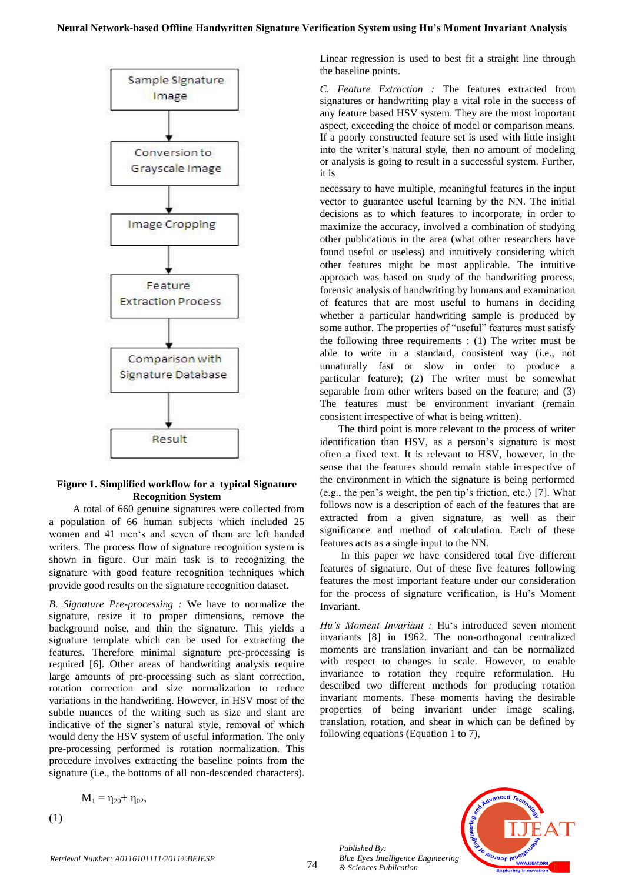Sample Signature Image → Conversion to Grayscale Image → Image Cropping → Feature Extraction Process → Comparison with Signature Database → Result

**Figure 1. Simplified workflow for a typical Signature Recognition System**

A total of 660 genuine signatures were collected from a population of 66 human subjects which included 25 women and 41 men's and seven of them are left handed writers. The process flow of signature recognition system is shown in figure. Our main task is to recognizing the signature with good feature recognition techniques which provide good results on the signature recognition dataset.

*B. Signature Pre-processing :* We have to normalize the signature, resize it to proper dimensions, remove the background noise, and thin the signature. This yields a signature template which can be used for extracting the features. Therefore minimal signature pre-processing is required [6]. Other areas of handwriting analysis require large amounts of pre-processing such as slant correction, rotation correction and size normalization to reduce variations in the handwriting. However, in HSV most of the subtle nuances of the writing such as size and slant are indicative of the signer's natural style, removal of which would deny the HSV system of useful information. The only pre-processing performed is rotation normalization. This procedure involves extracting the baseline points from the signature (i.e., the bottoms of all non-descended characters). Linear regression is used to best fit a straight line through the baseline points.

*C. Feature Extraction :* The features extracted from signatures or handwriting play a vital role in the success of any feature based HSV system. They are the most important aspect, exceeding the choice of model or comparison means. If a poorly constructed feature set is used with little insight into the writer's natural style, then no amount of modeling or analysis is going to result in a successful system. Further, it is necessary to have multiple, meaningful features in the input vector to guarantee useful learning by the NN. The initial decisions as to which features to incorporate, in order to maximize the accuracy, involved a combination of studying other publications in the area (what other researchers have found useful or useless) and intuitively considering which other features might be most applicable. The intuitive approach was based on study of the handwriting process, forensic analysis of handwriting by humans and examination of features that are most useful to humans in deciding whether a particular handwriting sample is produced by some author. The properties of "useful" features must satisfy the following three requirements : (1) The writer must be able to write in a standard, consistent way (i.e., not unnaturally fast or slow in order to produce a particular feature); (2) The writer must be somewhat separable from other writers based on the feature; and (3) The features must be environment invariant (remain consistent irrespective of what is being written).

The third point is more relevant to the process of writer identification than HSV, as a person's signature is most often a fixed text. It is relevant to HSV, however, in the sense that the features should remain stable irrespective of the environment in which the signature is being performed (e.g., the pen's weight, the pen tip's friction, etc.) [7]. What follows now is a description of each of the features that are extracted from a given signature, as well as their significance and method of calculation. Each of these features acts as a single input to the NN.

In this paper we have considered total five different features of signature. Out of these five features following features the most important feature under our consideration for the process of signature verification, is Hu's Moment Invariant.

*Hu's Moment Invariant :* Hu's introduced seven moment invariants [8] in 1962. The non-orthogonal centralized moments are translation invariant and can be normalized with respect to changes in scale. However, to enable invariance to rotation they require reformulation. Hu described two different methods for producing rotation invariant moments. These moments having the desirable properties of being invariant under image scaling, translation, rotation, and shear in which can be defined by following equations (Equation 1 to 7),

$$M_1 = \eta_{20} + \eta_{02}, \quad (1)$$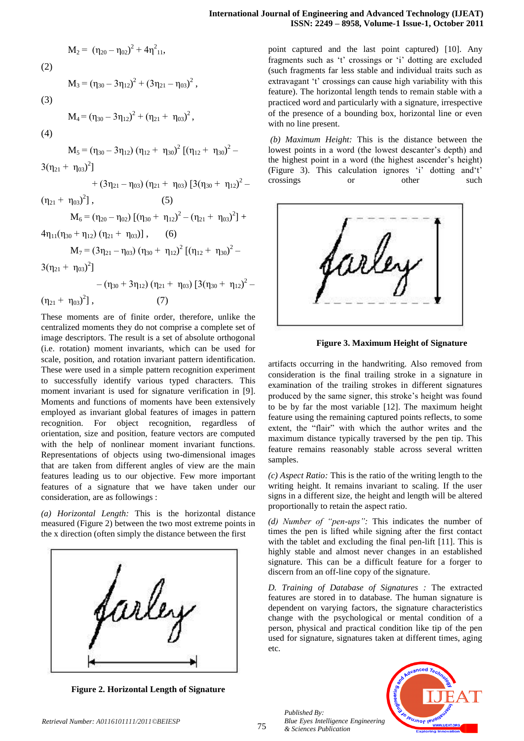$$M_2 = (\eta_{20} - \eta_{02})^2 + 4\eta^2_{11}, \quad (2)$$

$$M_3 = (\eta_{30} - 3\eta_{12})^2 + (3\eta_{21} - \eta_{03})^2, \quad (3)$$

$$M_4 = (\eta_{30} - 3\eta_{12})^2 + (\eta_{21} + \eta_{03})^2, \quad (4)$$

$$M_5 = (\eta_{30} - 3\eta_{12})(\eta_{12} + \eta_{30})^2 [(\eta_{12} + \eta_{30})^2 - 3(\eta_{21} + \eta_{03})^2] + (3\eta_{21} - \eta_{03})(\eta_{21} + \eta_{03})[3(\eta_{30} + \eta_{12})^2 - (\eta_{21} + \eta_{03})^2], \quad (5)$$

$$M_6 = (\eta_{20} - \eta_{02})[(\eta_{30} + \eta_{12})^2 - (\eta_{21} + \eta_{03})^2] + 4\eta_{11}(\eta_{30} + \eta_{12})(\eta_{21} + \eta_{03})], \quad (6)$$

$$M_7 = (3\eta_{21} - \eta_{03})(\eta_{30} + \eta_{12})^2 [(\eta_{12} + \eta_{30})^2 - 3(\eta_{21} + \eta_{03})^2] - (\eta_{30} + 3\eta_{12})(\eta_{21} + \eta_{03})[3(\eta_{30} + \eta_{12})^2 - (\eta_{21} + \eta_{03})^2], \quad (7)$$

These moments are of finite order, therefore, unlike the centralized moments they do not comprise a complete set of image descriptors. The result is a set of absolute orthogonal (i.e. rotation) moment invariants, which can be used for scale, position, and rotation invariant pattern identification. These were used in a simple pattern recognition experiment to successfully identify various typed characters. This moment invariant is used for signature verification in [9]. Moments and functions of moments have been extensively employed as invariant global features of images in pattern recognition. For object recognition, regardless of orientation, size and position, feature vectors are computed with the help of nonlinear moment invariant functions. Representations of objects using two-dimensional images that are taken from different angles of view are the main features leading us to our objective. Few more important features of a signature that we have taken under our consideration, are as followings :

*(a) Horizontal Length:* This is the horizontal distance measured (Figure 2) between the two most extreme points in the x direction (often simply the distance between the first point captured and the last point captured) [10]. Any fragments such as 't' crossings or 'i' dotting are excluded (such fragments far less stable and individual traits such as extravagant 't' crossings can cause high variability with this feature). The horizontal length tends to remain stable with a practiced word and particularly with a signature, irrespective of the presence of a bounding box, horizontal line or even with no line present.

**Figure 2. Horizontal Length of Signature**

*(b) Maximum Height:* This is the distance between the lowest points in a word (the lowest descanter's depth) and the highest point in a word (the highest ascender's height) (Figure 3). This calculation ignores 'i' dotting and't' crossings or other such artifacts occurring in the handwriting. Also removed from consideration is the final trailing stroke in a signature in examination of the trailing strokes in different signatures produced by the same signer, this stroke's height was found to be by far the most variable [12]. The maximum height feature using the remaining captured points reflects, to some extent, the "flair" with which the author writes and the maximum distance typically traversed by the pen tip. This feature remains reasonably stable across several written samples.

**Figure 3. Maximum Height of Signature**

*(c) Aspect Ratio:* This is the ratio of the writing length to the writing height. It remains invariant to scaling. If the user signs in a different size, the height and length will be altered proportionally to retain the aspect ratio.

*(d) Number of "pen-ups":* This indicates the number of times the pen is lifted while signing after the first contact with the tablet and excluding the final pen-lift [11]. This is highly stable and almost never changes in an established signature. This can be a difficult feature for a forger to discern from an off-line copy of the signature.

*D. Training of Database of Signatures :* The extracted features are stored in to database. The human signature is dependent on varying factors, the signature characteristics change with the psychological or mental condition of a person, physical and practical condition like tip of the pen used for signature, signatures taken at different times, aging etc.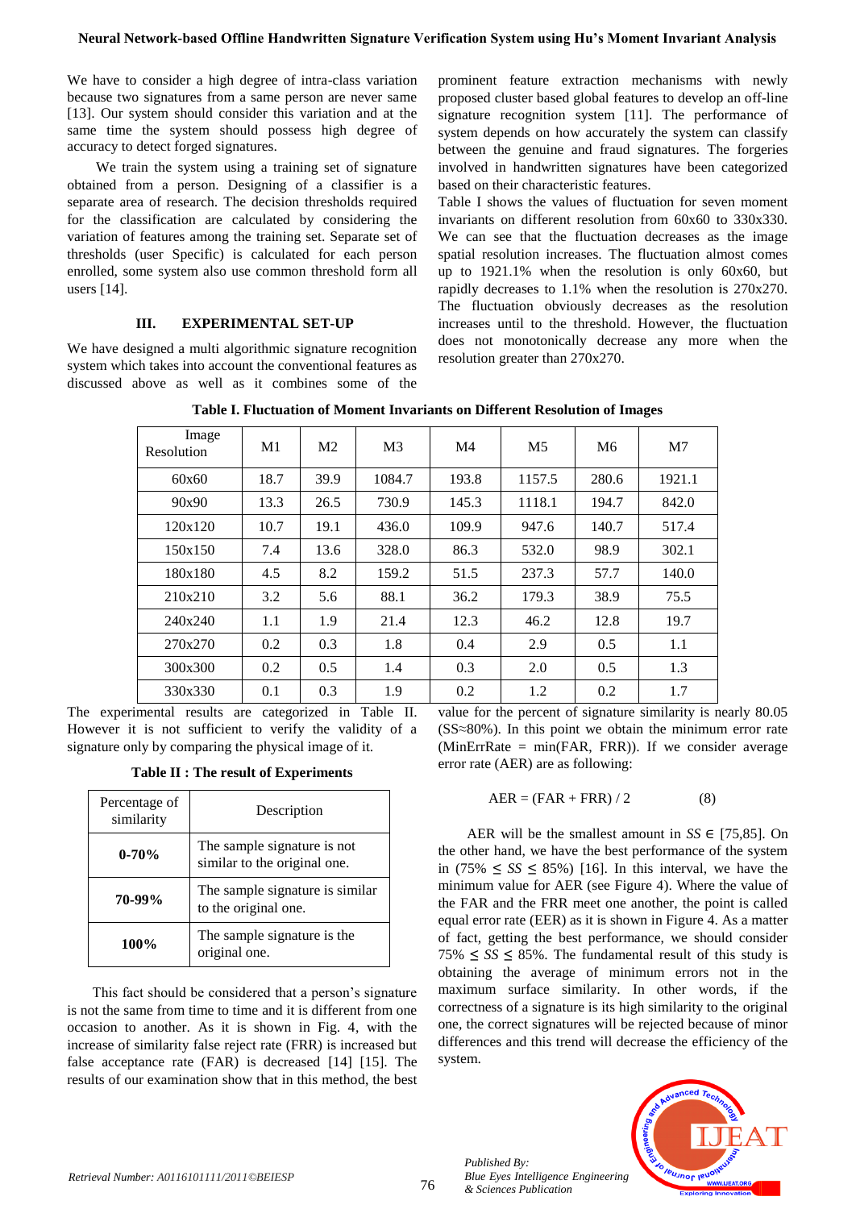We have to consider a high degree of intra-class variation because two signatures from a same person are never same [13]. Our system should consider this variation and at the same time the system should possess high degree of accuracy to detect forged signatures.

We train the system using a training set of signature obtained from a person. Designing of a classifier is a separate area of research. The decision thresholds required for the classification are calculated by considering the variation of features among the training set. Separate set of thresholds (user Specific) is calculated for each person enrolled, some system also use common threshold form all users [14].

## III. EXPERIMENTAL SET-UP

We have designed a multi algorithmic signature recognition system which takes into account the conventional features as discussed above as well as it combines some of the prominent feature extraction mechanisms with newly proposed cluster based global features to develop an off-line signature recognition system [11]. The performance of system depends on how accurately the system can classify between the genuine and fraud signatures. The forgeries involved in handwritten signatures have been categorized based on their characteristic features.

Table I shows the values of fluctuation for seven moment invariants on different resolution from 60x60 to 330x330. We can see that the fluctuation decreases as the image spatial resolution increases. The fluctuation almost comes up to 1921.1% when the resolution is only 60x60, but rapidly decreases to 1.1% when the resolution is 270x270. The fluctuation obviously decreases as the resolution increases until to the threshold. However, the fluctuation does not monotonically decrease any more when the resolution greater than 270x270.

**Table I. Fluctuation of Moment Invariants on Different Resolution of Images**

| Image Resolution | M1 | M2 | M3 | M4 | M5 | M6 | M7 |
|---|---|---|---|---|---|---|---|
| 60x60 | 18.7 | 39.9 | 1084.7 | 193.8 | 1157.5 | 280.6 | 1921.1 |
| 90x90 | 13.3 | 26.5 | 730.9 | 145.3 | 1118.1 | 194.7 | 842.0 |
| 120x120 | 10.7 | 19.1 | 436.0 | 109.9 | 947.6 | 140.7 | 517.4 |
| 150x150 | 7.4 | 13.6 | 328.0 | 86.3 | 532.0 | 98.9 | 302.1 |
| 180x180 | 4.5 | 8.2 | 159.2 | 51.5 | 237.3 | 57.7 | 140.0 |
| 210x210 | 3.2 | 5.6 | 88.1 | 36.2 | 179.3 | 38.9 | 75.5 |
| 240x240 | 1.1 | 1.9 | 21.4 | 12.3 | 46.2 | 12.8 | 19.7 |
| 270x270 | 0.2 | 0.3 | 1.8 | 0.4 | 2.9 | 0.5 | 1.1 |
| 300x300 | 0.2 | 0.5 | 1.4 | 0.3 | 2.0 | 0.5 | 1.3 |
| 330x330 | 0.1 | 0.3 | 1.9 | 0.2 | 1.2 | 0.2 | 1.7 |

The experimental results are categorized in Table II. However it is not sufficient to verify the validity of a signature only by comparing the physical image of it.

**Table II : The result of Experiments**

| Percentage of similarity | Description |
|---|---|
| **0-70%** | The sample signature is not similar to the original one. |
| **70-99%** | The sample signature is similar to the original one. |
| **100%** | The sample signature is the original one. |

This fact should be considered that a person's signature is not the same from time to time and it is different from one occasion to another. As it is shown in Fig. 4, with the increase of similarity false reject rate (FRR) is increased but false acceptance rate (FAR) is decreased [14] [15]. The results of our examination show that in this method, the best value for the percent of signature similarity is nearly 80.05 ($SS \approx 80\%$). In this point we obtain the minimum error rate (MinErrRate = min(FAR, FRR)). If we consider average error rate (AER) are as following:

$$AER = (FAR + FRR) / 2 \qquad (8)$$

AER will be the smallest amount in $SS \in [75,85]$. On the other hand, we have the best performance of the system in ($75\% \leq SS \leq 85\%$) [16]. In this interval, we have the minimum value for AER (see Figure 4). Where the value of the FAR and the FRR meet one another, the point is called equal error rate (EER) as it is shown in Figure 4. As a matter of fact, getting the best performance, we should consider $75\% \leq SS \leq 85\%$. The fundamental result of this study is obtaining the average of minimum errors not in the maximum surface similarity. In other words, if the correctness of a signature is its high similarity to the original one, the correct signatures will be rejected because of minor differences and this trend will decrease the efficiency of the system.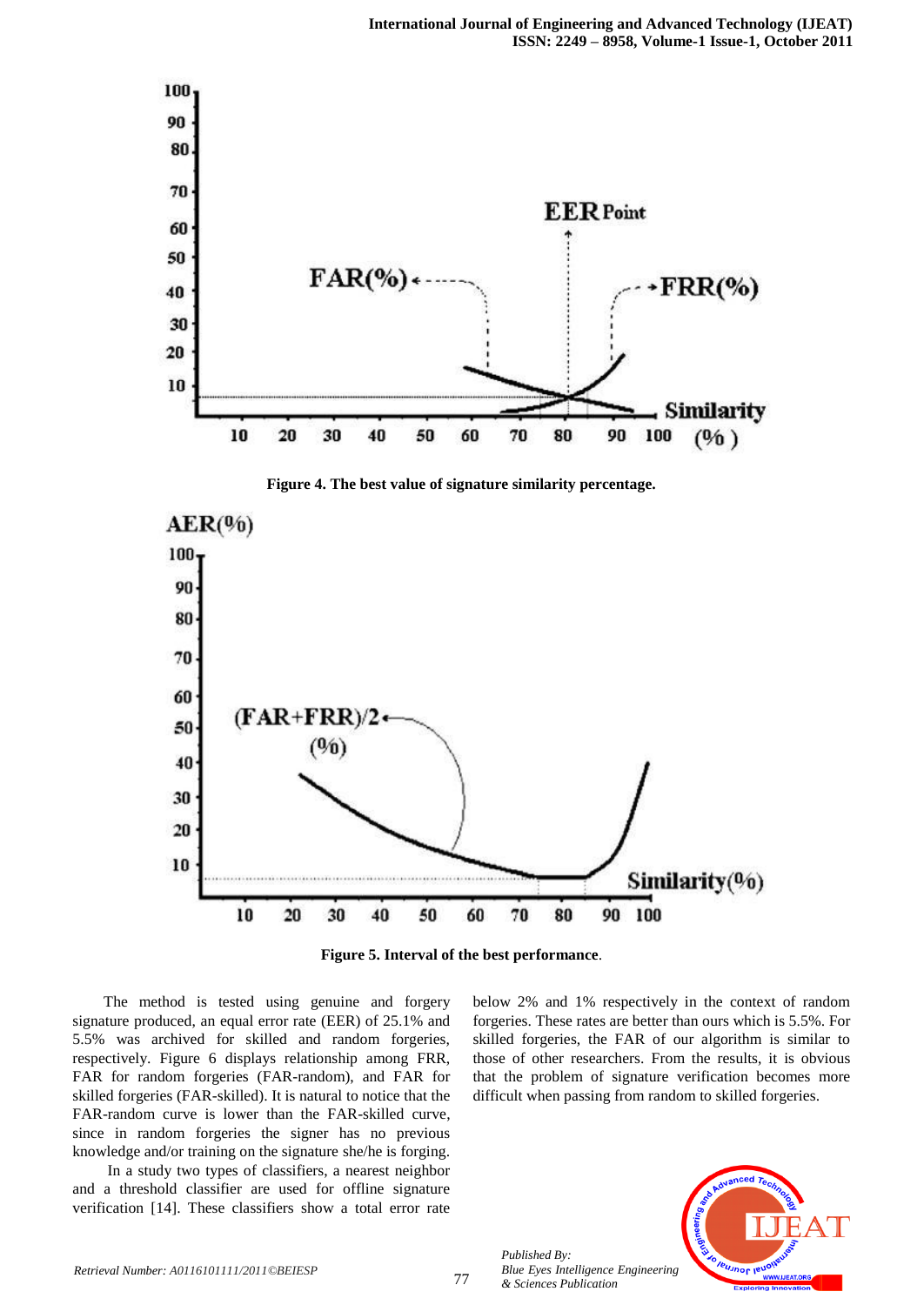**Figure 4. The best value of signature similarity percentage.**

**Figure 5. Interval of the best performance**.

The method is tested using genuine and forgery signature produced, an equal error rate (EER) of 25.1% and 5.5% was archived for skilled and random forgeries, respectively. Figure 6 displays relationship among FRR, FAR for random forgeries (FAR-random), and FAR for skilled forgeries (FAR-skilled). It is natural to notice that the FAR-random curve is lower than the FAR-skilled curve, since in random forgeries the signer has no previous knowledge and/or training on the signature she/he is forging.

In a study two types of classifiers, a nearest neighbor and a threshold classifier are used for offline signature verification [14]. These classifiers show a total error rate below 2% and 1% respectively in the context of random forgeries. These rates are better than ours which is 5.5%. For skilled forgeries, the FAR of our algorithm is similar to those of other researchers. From the results, it is obvious that the problem of signature verification becomes more difficult when passing from random to skilled forgeries.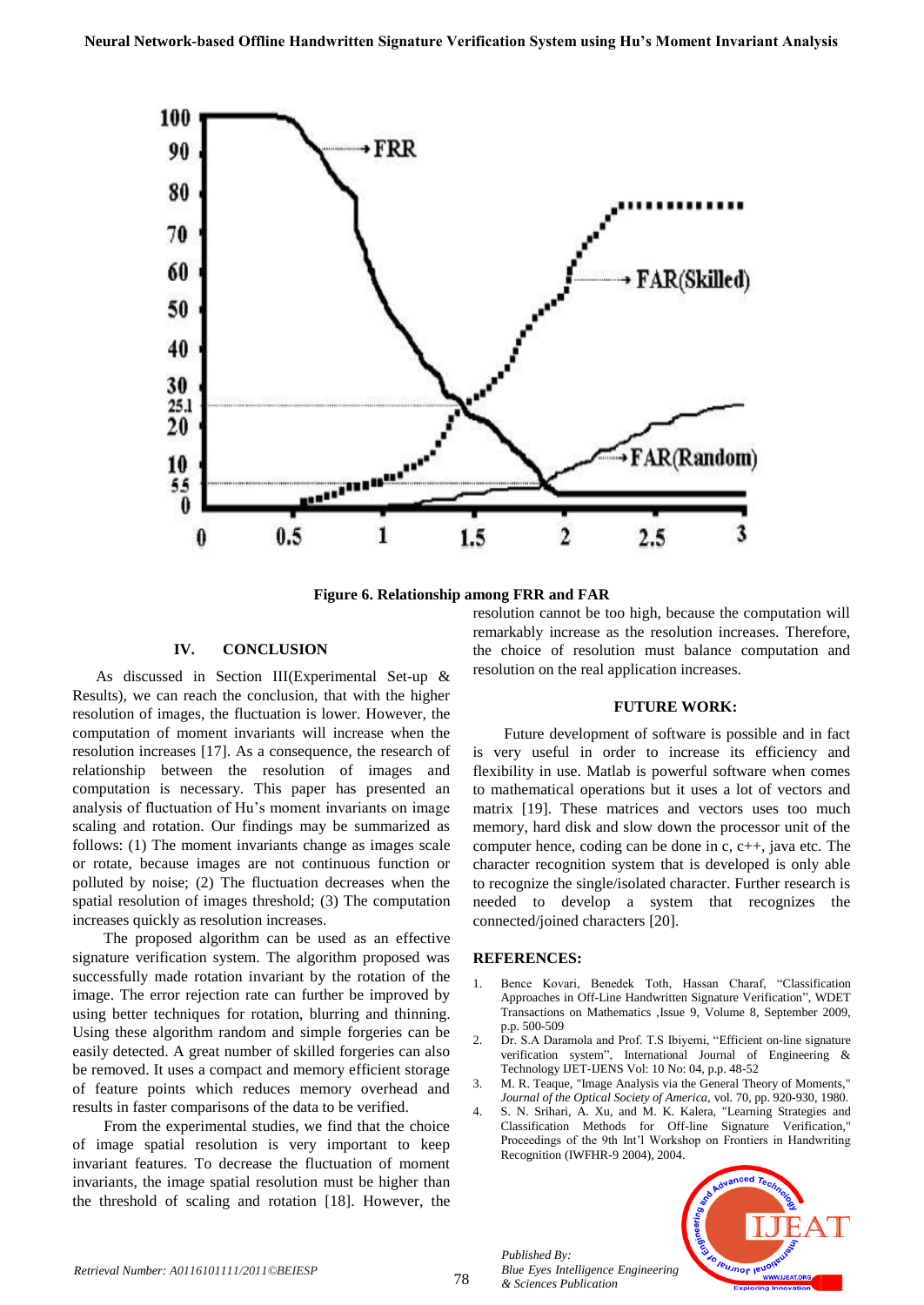Figure 6. Relationship among FRR and FAR

## IV. CONCLUSION

As discussed in Section III(Experimental Set-up & Results), we can reach the conclusion, that with the higher resolution of images, the fluctuation is lower. However, the computation of moment invariants will increase when the resolution increases [17]. As a consequence, the research of relationship between the resolution of images and computation is necessary. This paper has presented an analysis of fluctuation of Hu's moment invariants on image scaling and rotation. Our findings may be summarized as follows: (1) The moment invariants change as images scale or rotate, because images are not continuous function or polluted by noise; (2) The fluctuation decreases when the spatial resolution of images threshold; (3) The computation increases quickly as resolution increases.

The proposed algorithm can be used as an effective signature verification system. The algorithm proposed was successfully made rotation invariant by the rotation of the image. The error rejection rate can further be improved by using better techniques for rotation, blurring and thinning. Using these algorithm random and simple forgeries can be easily detected. A great number of skilled forgeries can also be removed. It uses a compact and memory efficient storage of feature points which reduces memory overhead and results in faster comparisons of the data to be verified.

From the experimental studies, we find that the choice of image spatial resolution is very important to keep invariant features. To decrease the fluctuation of moment invariants, the image spatial resolution must be higher than the threshold of scaling and rotation [18]. However, the resolution cannot be too high, because the computation will remarkably increase as the resolution increases. Therefore, the choice of resolution must balance computation and resolution on the real application increases.

## FUTURE WORK:

Future development of software is possible and in fact is very useful in order to increase its efficiency and flexibility in use. Matlab is powerful software when comes to mathematical operations but it uses a lot of vectors and matrix [19]. These matrices and vectors uses too much memory, hard disk and slow down the processor unit of the computer hence, coding can be done in c, c++, java etc. The character recognition system that is developed is only able to recognize the single/isolated character. Further research is needed to develop a system that recognizes the connected/joined characters [20].

## REFERENCES:

1. Bence Kovari, Benedek Toth, Hassan Charaf, "Classification Approaches in Off-Line Handwritten Signature Verification", WDET Transactions on Mathematics ,Issue 9, Volume 8, September 2009, p.p. 500-509
2. Dr. S.A Daramola and Prof. T.S Ibiyemi, "Efficient on-line signature verification system", International Journal of Engineering & Technology IJET-IJENS Vol: 10 No: 04, p.p. 48-52
3. M. R. Teaque, "Image Analysis via the General Theory of Moments," *Journal of the Optical Society of America*, vol. 70, pp. 920-930, 1980.
4. S. N. Srihari, A. Xu, and M. K. Kalera, "Learning Strategies and Classification Methods for Off-line Signature Verification," Proceedings of the 9th Int'l Workshop on Frontiers in Handwriting Recognition (IWFHR-9 2004), 2004.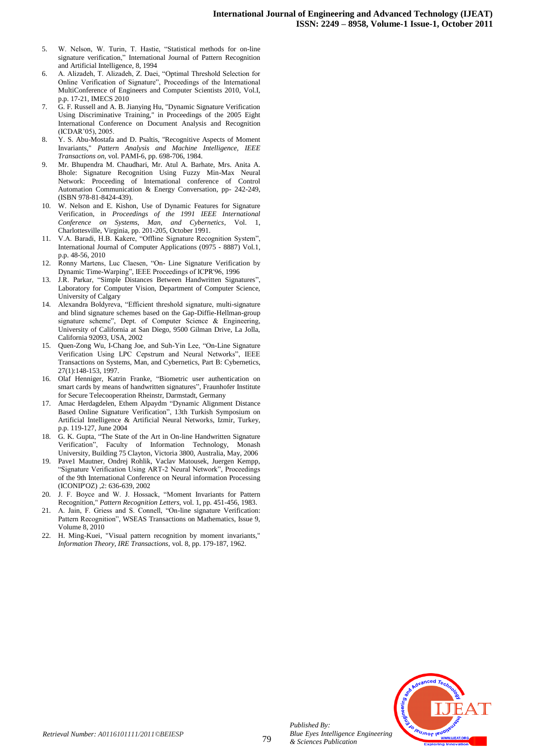5. W. Nelson, W. Turin, T. Hastie, "Statistical methods for on-line signature verification," International Journal of Pattern Recognition and Artificial Intelligence, 8, 1994
6. A. Alizadeh, T. Alizadeh, Z. Daei, "Optimal Threshold Selection for Online Verification of Signature", Proceedings of the International MultiConference of Engineers and Computer Scientists 2010, Vol.I, p.p. 17-21, IMECS 2010
7. G. F. Russell and A. B. Jianying Hu, "Dynamic Signature Verification Using Discriminative Training," in Proceedings of the 2005 Eight International Conference on Document Analysis and Recognition (ICDAR'05), 2005.
8. Y. S. Abu-Mostafa and D. Psaltis, "Recognitive Aspects of Moment Invariants," *Pattern Analysis and Machine Intelligence, IEEE Transactions on*, vol. PAMI-6, pp. 698-706, 1984.
9. Mr. Bhupendra M. Chaudhari, Mr. Atul A. Barhate, Mrs. Anita A. Bhole: Signature Recognition Using Fuzzy Min-Max Neural Network: Proceeding of International conference of Control Automation Communication & Energy Conversation, pp- 242-249, (ISBN 978-81-8424-439).
10. W. Nelson and E. Kishon, Use of Dynamic Features for Signature Verification, in *Proceedings of the 1991 IEEE International Conference on Systems, Man, and Cybernetics*, Vol. 1, Charlottesville, Virginia, pp. 201-205, October 1991.
11. V.A. Baradi, H.B. Kakere, "Offline Signature Recognition System", International Journal of Computer Applications (0975 - 8887) Vol.1, p.p. 48-56, 2010
12. Ronny Martens, Luc Claesen, "On- Line Signature Verification by Dynamic Time-Warping", IEEE Proceedings of ICPR'96, 1996
13. J.R. Parkar, "Simple Distances Between Handwritten Signatures", Laboratory for Computer Vision, Department of Computer Science, University of Calgary
14. Alexandra Boldyreva, "Efficient threshold signature, multi-signature and blind signature schemes based on the Gap-Diffie-Hellman-group signature scheme", Dept. of Computer Science & Engineering, University of California at San Diego, 9500 Gilman Drive, La Jolla, California 92093, USA, 2002
15. Quen-Zong Wu, I-Chang Joe, and Suh-Yin Lee, "On-Line Signature Verification Using LPC Cepstrum and Neural Networks", IEEE Transactions on Systems, Man, and Cybernetics, Part B: Cybernetics, 27(1):148-153, 1997.
16. Olaf Henniger, Katrin Franke, "Biometric user authentication on smart cards by means of handwritten signatures", Fraunhofer Institute for Secure Telecooperation Rheinstr, Darmstadt, Germany
17. Amac Herdagdelen, Ethem Alpaydm "Dynamic Alignment Distance Based Online Signature Verification", 13th Turkish Symposium on Artificial Intelligence & Artificial Neural Networks, Izmir, Turkey, p.p. 119-127, June 2004
18. G. K. Gupta, "The State of the Art in On-line Handwritten Signature Verification", Faculty of Information Technology, Monash University, Building 75 Clayton, Victoria 3800, Australia, May, 2006
19. Pave1 Mautner, Ondrej Rohlik, Vaclav Matousek, Juergen Kempp, "Signature Verification Using ART-2 Neural Network", Proceedings of the 9th International Conference on Neural information Processing (ICONIP'OZ) ,2: 636-639, 2002
20. J. F. Boyce and W. J. Hossack, "Moment Invariants for Pattern Recognition," *Pattern Recognition Letters*, vol. 1, pp. 451-456, 1983.
21. A. Jain, F. Griess and S. Connell, "On-line signature Verification: Pattern Recognition", WSEAS Transactions on Mathematics, Issue 9, Volume 8, 2010
22. H. Ming-Kuei, "Visual pattern recognition by moment invariants," *Information Theory, IRE Transactions*, vol. 8, pp. 179-187, 1962.